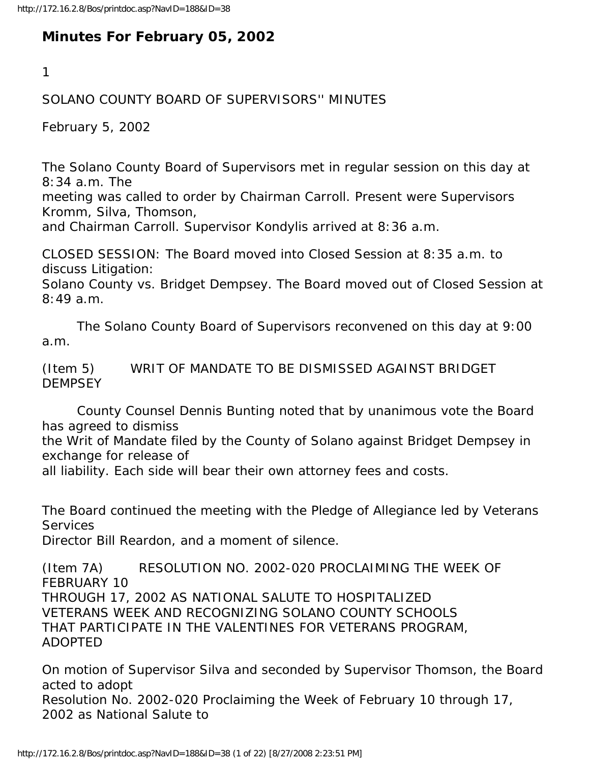# Minutes For February 05, 2002

1

SOLANO COUNTY BOARD OF SUPERVISORS'' MINUTES

February 5, 2002

The Solano County Board of Supervisors met in regular session on this day at 8:34 a.m. The meeting was called to order by Chairman Carroll. Present were Supervisors Kromm, Silva, Thomson, and Chairman Carroll. Supervisor Kondylis arrived at 8:36 a.m.

CLOSED SESSION: The Board moved into Closed Session at 8:35 a.m. to discuss Litigation: Solano County vs. Bridget Dempsey. The Board moved out of Closed Session at 8:49 a.m.

The Solano County Board of Supervisors reconvened on this day at 9:00 a.m.

(Item 5) WRIT OF MANDATE TO BE DISMISSED AGAINST BRIDGET DEMPSEY

County Counsel Dennis Bunting noted that by unanimous vote the Board has agreed to dismiss the Writ of Mandate filed by the County of Solano against Bridget Dempsey in exchange for release of all liability. Each side will bear their own attorney fees and costs.

The Board continued the meeting with the Pledge of Allegiance led by Veterans Services Director Bill Reardon, and a moment of silence.

(Item 7A) RESOLUTION NO. 2002-020 PROCLAIMING THE WEEK OF FEBRUARY 10 THROUGH 17, 2002 AS NATIONAL SALUTE TO HOSPITALIZED VETERANS WEEK AND RECOGNIZING SOLANO COUNTY SCHOOLS THAT PARTICIPATE IN THE VALENTINES FOR VETERANS PROGRAM, ADOPTED

On motion of Supervisor Silva and seconded by Supervisor Thomson, the Board acted to adopt Resolution No. 2002-020 Proclaiming the Week of February 10 through 17, 2002 as National Salute to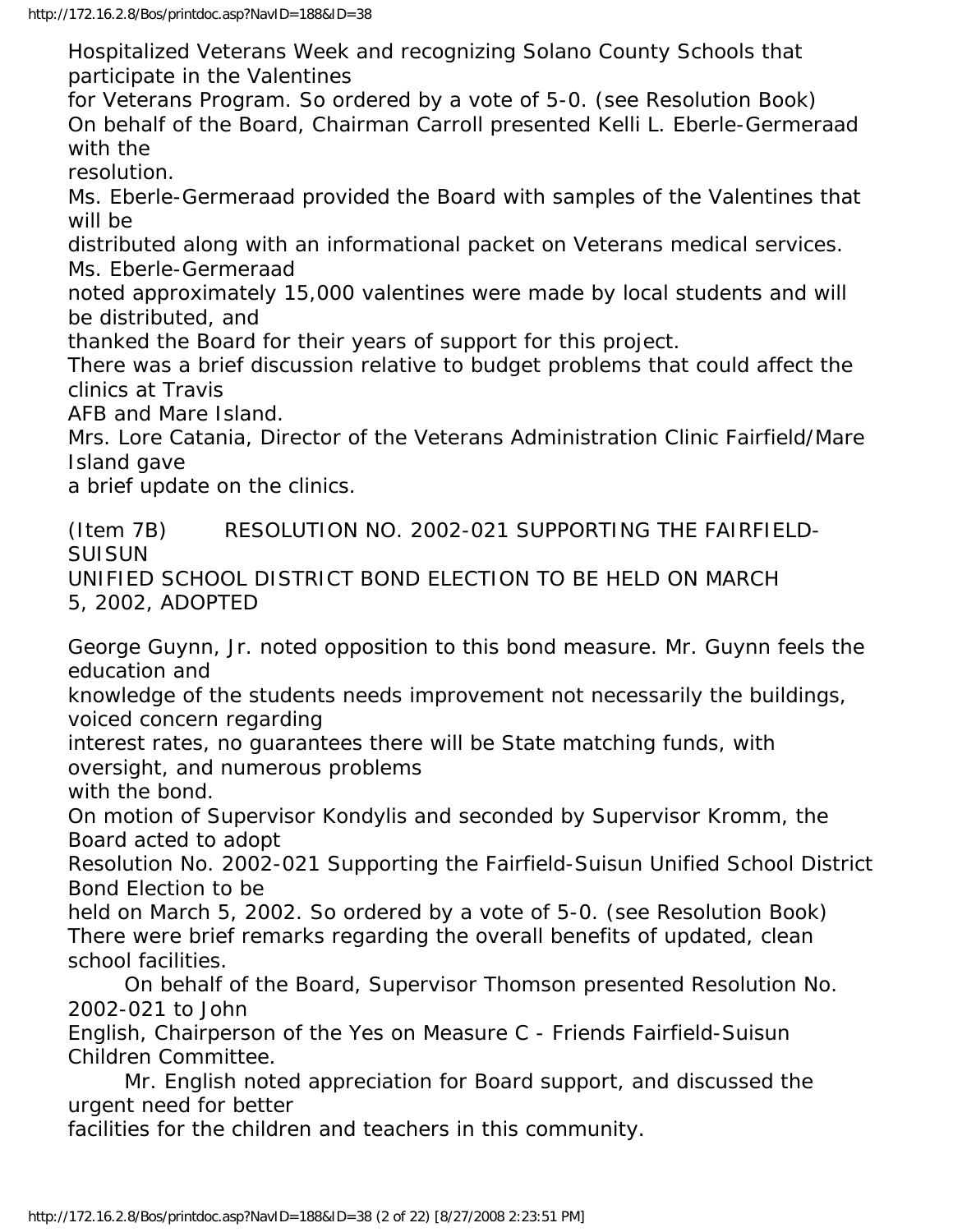Hospitalized Veterans Week and recognizing Solano County Schools that participate in the Valentines for Veterans Program. So ordered by a vote of 5-0. (see Resolution Book)

On behalf of the Board, Chairman Carroll presented Kelli L. Eberle-Germeraad with the resolution.

Ms. Eberle-Germeraad provided the Board with samples of the Valentines that will be distributed along with an informational packet on Veterans medical services. Ms. Eberle-Germeraad noted approximately 15,000 valentines were made by local students and will be distributed, and thanked the Board for their years of support for this project.

There was a brief discussion relative to budget problems that could affect the clinics at Travis AFB and Mare Island.

Mrs. Lore Catania, Director of the Veterans Administration Clinic Fairfield/Mare Island gave a brief update on the clinics.

(Item 7B) RESOLUTION NO. 2002-021 SUPPORTING THE FAIRFIELD-SUISUN UNIFIED SCHOOL DISTRICT BOND ELECTION TO BE HELD ON MARCH 5, 2002, ADOPTED

George Guynn, Jr. noted opposition to this bond measure. Mr. Guynn feels the education and knowledge of the students needs improvement not necessarily the buildings, voiced concern regarding interest rates, no guarantees there will be State matching funds, with oversight, and numerous problems with the bond.

On motion of Supervisor Kondylis and seconded by Supervisor Kromm, the Board acted to adopt Resolution No. 2002-021 Supporting the Fairfield-Suisun Unified School District Bond Election to be held on March 5, 2002. So ordered by a vote of 5-0. (see Resolution Book)

There were brief remarks regarding the overall benefits of updated, clean school facilities.

On behalf of the Board, Supervisor Thomson presented Resolution No. 2002-021 to John English, Chairperson of the Yes on Measure C - Friends Fairfield-Suisun Children Committee.

Mr. English noted appreciation for Board support, and discussed the urgent need for better facilities for the children and teachers in this community.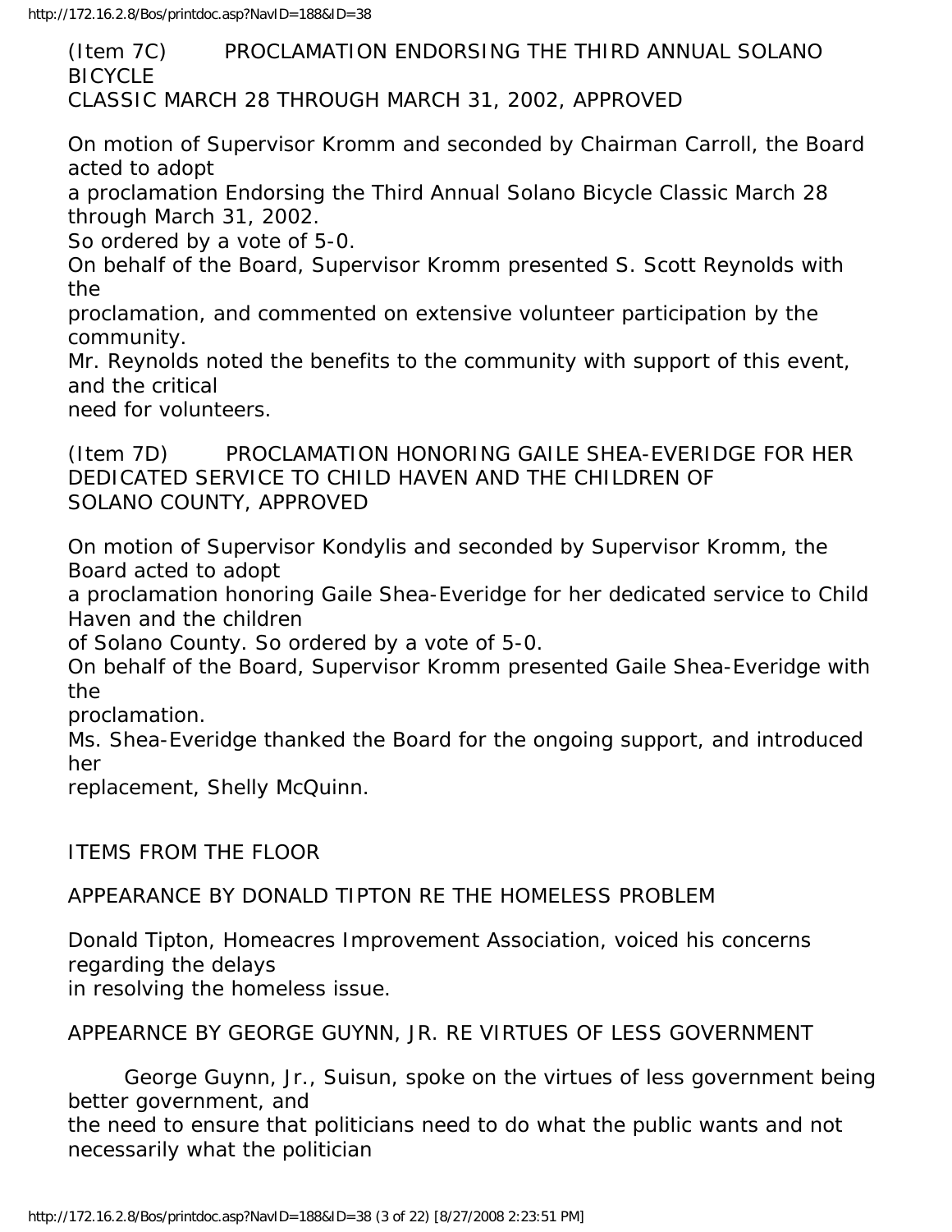(Item 7C) PROCLAMATION ENDORSING THE THIRD ANNUAL SOLANO BICYCLE CLASSIC MARCH 28 THROUGH MARCH 31, 2002, APPROVED

On motion of Supervisor Kromm and seconded by Chairman Carroll, the Board acted to adopt a proclamation Endorsing the Third Annual Solano Bicycle Classic March 28 through March 31, 2002.
So ordered by a vote of 5-0.
On behalf of the Board, Supervisor Kromm presented S. Scott Reynolds with the proclamation, and commented on extensive volunteer participation by the community.
Mr. Reynolds noted the benefits to the community with support of this event, and the critical need for volunteers.

(Item 7D) PROCLAMATION HONORING GAILE SHEA-EVERIDGE FOR HER DEDICATED SERVICE TO CHILD HAVEN AND THE CHILDREN OF SOLANO COUNTY, APPROVED

On motion of Supervisor Kondylis and seconded by Supervisor Kromm, the Board acted to adopt a proclamation honoring Gaile Shea-Everidge for her dedicated service to Child Haven and the children of Solano County. So ordered by a vote of 5-0.
On behalf of the Board, Supervisor Kromm presented Gaile Shea-Everidge with the proclamation.
Ms. Shea-Everidge thanked the Board for the ongoing support, and introduced her replacement, Shelly McQuinn.

ITEMS FROM THE FLOOR

APPEARANCE BY DONALD TIPTON RE THE HOMELESS PROBLEM

Donald Tipton, Homeacres Improvement Association, voiced his concerns regarding the delays in resolving the homeless issue.

APPEARNCE BY GEORGE GUYNN, JR. RE VIRTUES OF LESS GOVERNMENT

George Guynn, Jr., Suisun, spoke on the virtues of less government being better government, and the need to ensure that politicians need to do what the public wants and not necessarily what the politician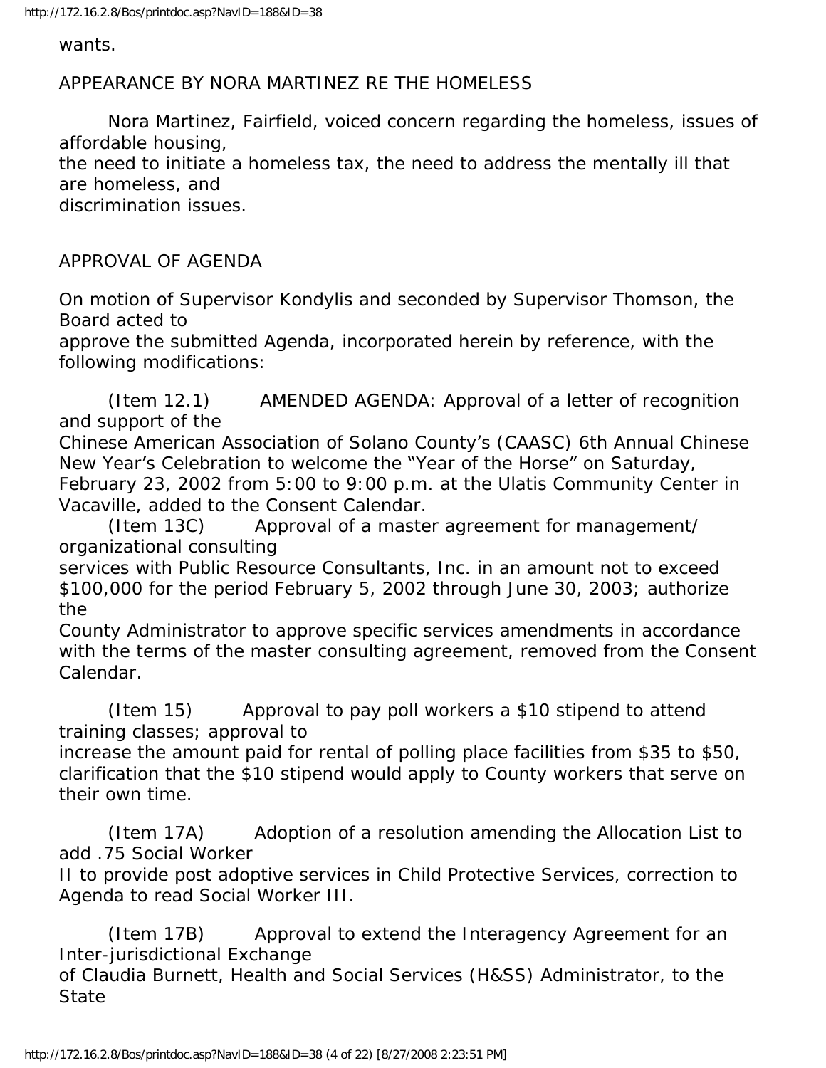wants.

APPEARANCE BY NORA MARTINEZ RE THE HOMELESS

Nora Martinez, Fairfield, voiced concern regarding the homeless, issues of affordable housing, the need to initiate a homeless tax, the need to address the mentally ill that are homeless, and discrimination issues.

APPROVAL OF AGENDA

On motion of Supervisor Kondylis and seconded by Supervisor Thomson, the Board acted to approve the submitted Agenda, incorporated herein by reference, with the following modifications:

(Item 12.1) AMENDED AGENDA: Approval of a letter of recognition and support of the Chinese American Association of Solano County's (CAASC) 6th Annual Chinese New Year's Celebration to welcome the "Year of the Horse" on Saturday, February 23, 2002 from 5:00 to 9:00 p.m. at the Ulatis Community Center in Vacaville, added to the Consent Calendar.

(Item 13C) Approval of a master agreement for management/ organizational consulting services with Public Resource Consultants, Inc. in an amount not to exceed $100,000 for the period February 5, 2002 through June 30, 2003; authorize the County Administrator to approve specific services amendments in accordance with the terms of the master consulting agreement, removed from the Consent Calendar.

(Item 15) Approval to pay poll workers a $10 stipend to attend training classes; approval to increase the amount paid for rental of polling place facilities from $35 to $50, clarification that the $10 stipend would apply to County workers that serve on their own time.

(Item 17A) Adoption of a resolution amending the Allocation List to add .75 Social Worker II to provide post adoptive services in Child Protective Services, correction to Agenda to read Social Worker III.

(Item 17B) Approval to extend the Interagency Agreement for an Inter-jurisdictional Exchange of Claudia Burnett, Health and Social Services (H&SS) Administrator, to the State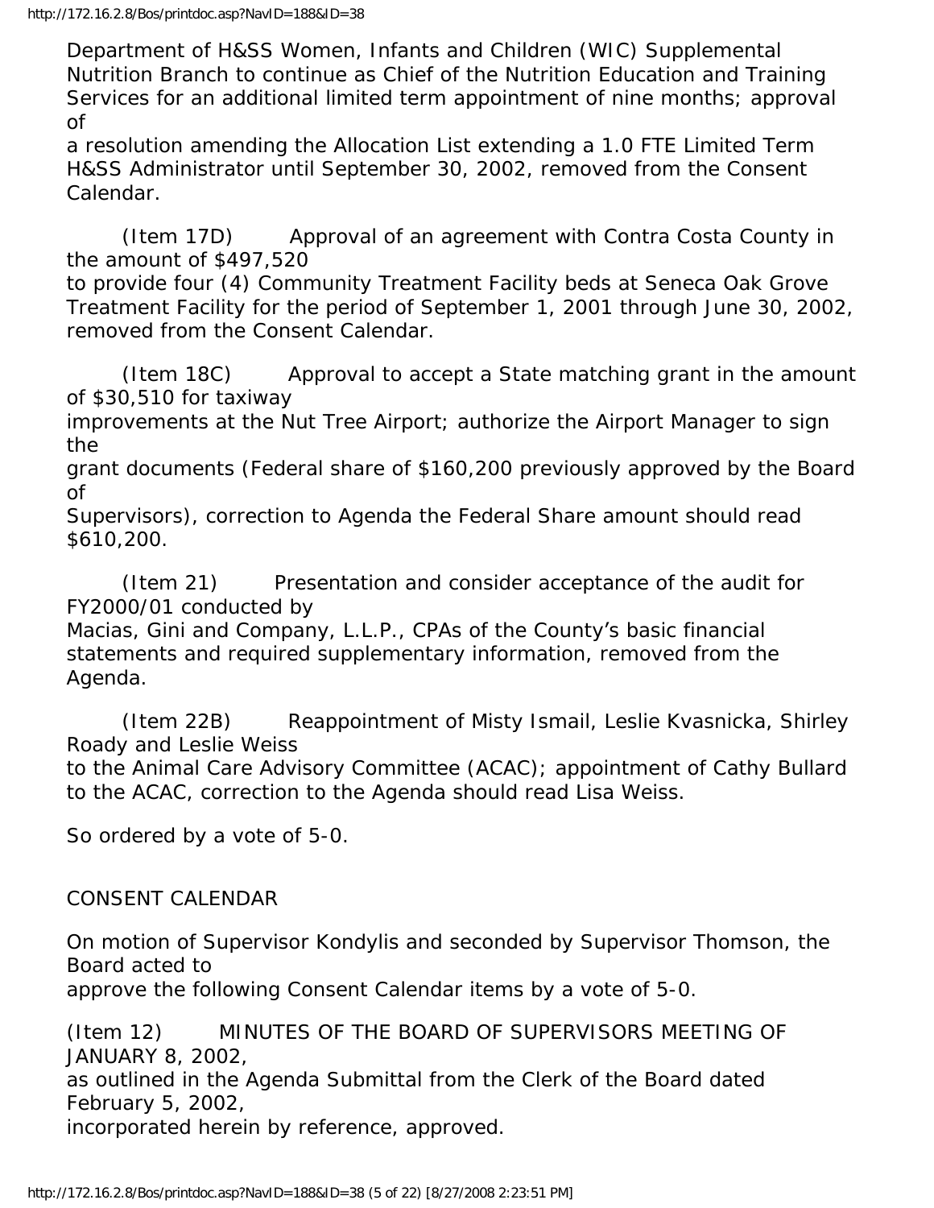Department of H&SS Women, Infants and Children (WIC) Supplemental Nutrition Branch to continue as Chief of the Nutrition Education and Training Services for an additional limited term appointment of nine months; approval of a resolution amending the Allocation List extending a 1.0 FTE Limited Term H&SS Administrator until September 30, 2002, removed from the Consent Calendar.

(Item 17D) Approval of an agreement with Contra Costa County in the amount of $497,520 to provide four (4) Community Treatment Facility beds at Seneca Oak Grove Treatment Facility for the period of September 1, 2001 through June 30, 2002, removed from the Consent Calendar.

(Item 18C) Approval to accept a State matching grant in the amount of $30,510 for taxiway improvements at the Nut Tree Airport; authorize the Airport Manager to sign the grant documents (Federal share of $160,200 previously approved by the Board of Supervisors), correction to Agenda the Federal Share amount should read $610,200.

(Item 21) Presentation and consider acceptance of the audit for FY2000/01 conducted by Macias, Gini and Company, L.L.P., CPAs of the County's basic financial statements and required supplementary information, removed from the Agenda.

(Item 22B) Reappointment of Misty Ismail, Leslie Kvasnicka, Shirley Roady and Leslie Weiss to the Animal Care Advisory Committee (ACAC); appointment of Cathy Bullard to the ACAC, correction to the Agenda should read Lisa Weiss.

So ordered by a vote of 5-0.

CONSENT CALENDAR

On motion of Supervisor Kondylis and seconded by Supervisor Thomson, the Board acted to approve the following Consent Calendar items by a vote of 5-0.

(Item 12) MINUTES OF THE BOARD OF SUPERVISORS MEETING OF JANUARY 8, 2002, as outlined in the Agenda Submittal from the Clerk of the Board dated February 5, 2002, incorporated herein by reference, approved.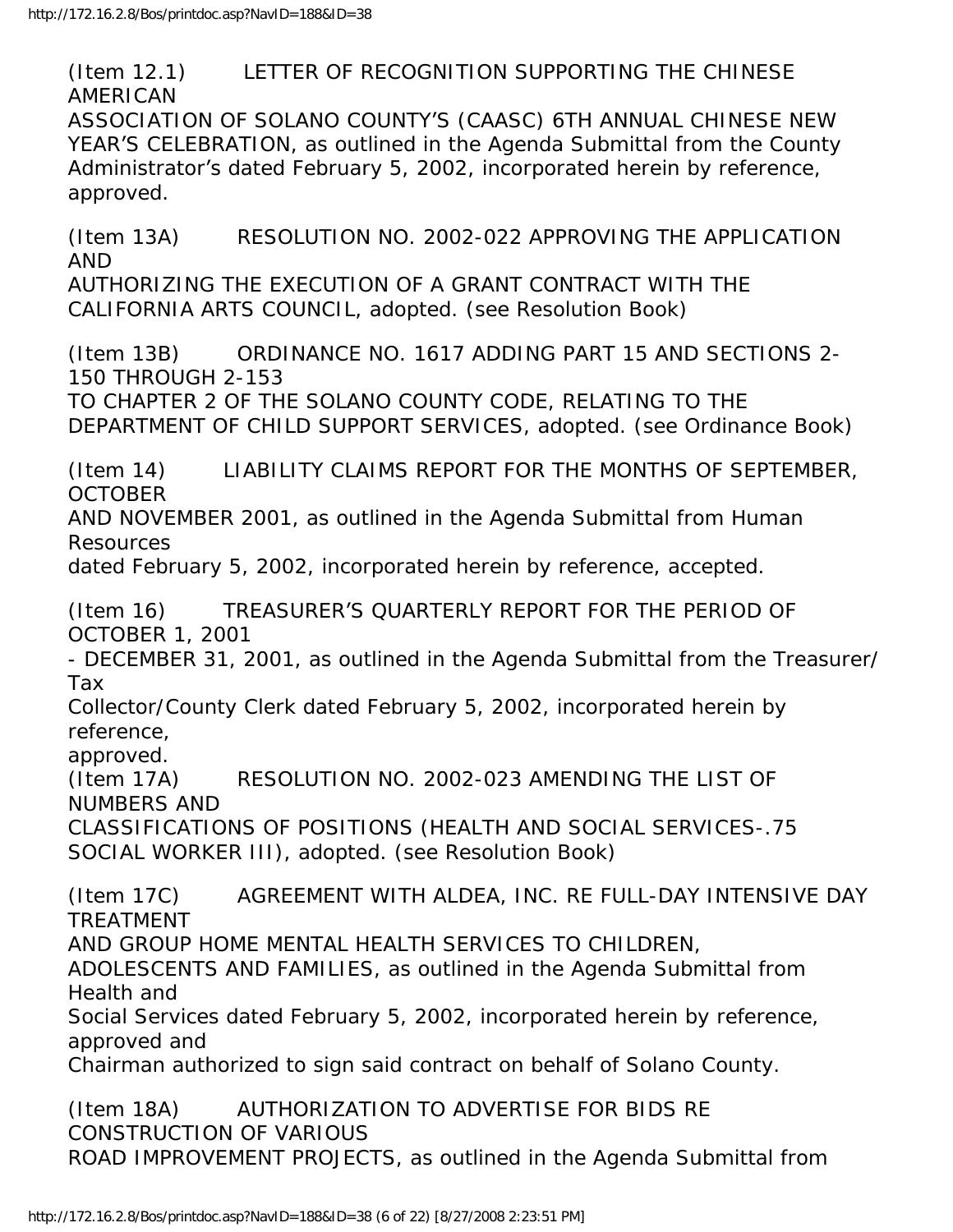(Item 12.1) LETTER OF RECOGNITION SUPPORTING THE CHINESE AMERICAN ASSOCIATION OF SOLANO COUNTY'S (CAASC) 6TH ANNUAL CHINESE NEW YEAR'S CELEBRATION, as outlined in the Agenda Submittal from the County Administrator's dated February 5, 2002, incorporated herein by reference, approved.

(Item 13A) RESOLUTION NO. 2002-022 APPROVING THE APPLICATION AND AUTHORIZING THE EXECUTION OF A GRANT CONTRACT WITH THE CALIFORNIA ARTS COUNCIL, adopted. (see Resolution Book)

(Item 13B) ORDINANCE NO. 1617 ADDING PART 15 AND SECTIONS 2-150 THROUGH 2-153 TO CHAPTER 2 OF THE SOLANO COUNTY CODE, RELATING TO THE DEPARTMENT OF CHILD SUPPORT SERVICES, adopted. (see Ordinance Book)

(Item 14) LIABILITY CLAIMS REPORT FOR THE MONTHS OF SEPTEMBER, OCTOBER AND NOVEMBER 2001, as outlined in the Agenda Submittal from Human Resources dated February 5, 2002, incorporated herein by reference, accepted.

(Item 16) TREASURER'S QUARTERLY REPORT FOR THE PERIOD OF OCTOBER 1, 2001 - DECEMBER 31, 2001, as outlined in the Agenda Submittal from the Treasurer/ Tax Collector/County Clerk dated February 5, 2002, incorporated herein by reference, approved.

(Item 17A) RESOLUTION NO. 2002-023 AMENDING THE LIST OF NUMBERS AND CLASSIFICATIONS OF POSITIONS (HEALTH AND SOCIAL SERVICES-.75 SOCIAL WORKER III), adopted. (see Resolution Book)

(Item 17C) AGREEMENT WITH ALDEA, INC. RE FULL-DAY INTENSIVE DAY TREATMENT AND GROUP HOME MENTAL HEALTH SERVICES TO CHILDREN, ADOLESCENTS AND FAMILIES, as outlined in the Agenda Submittal from Health and Social Services dated February 5, 2002, incorporated herein by reference, approved and Chairman authorized to sign said contract on behalf of Solano County.

(Item 18A) AUTHORIZATION TO ADVERTISE FOR BIDS RE CONSTRUCTION OF VARIOUS ROAD IMPROVEMENT PROJECTS, as outlined in the Agenda Submittal from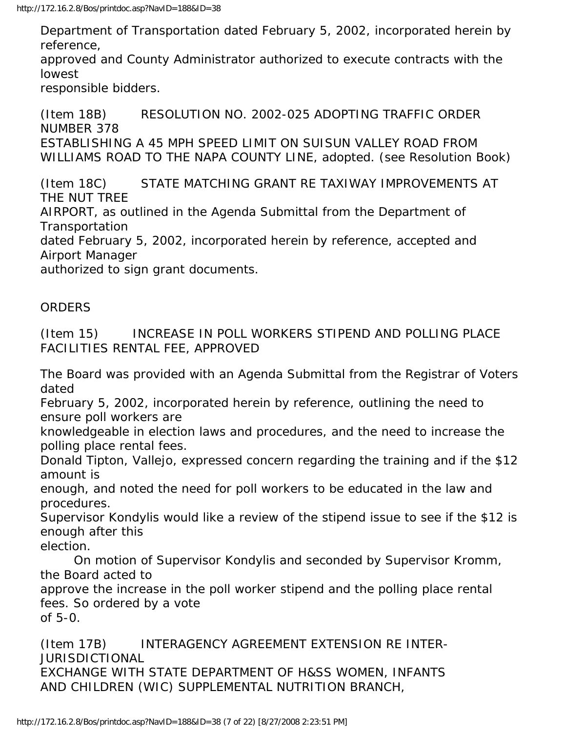Department of Transportation dated February 5, 2002, incorporated herein by reference, approved and County Administrator authorized to execute contracts with the lowest responsible bidders.

(Item 18B) RESOLUTION NO. 2002-025 ADOPTING TRAFFIC ORDER NUMBER 378 ESTABLISHING A 45 MPH SPEED LIMIT ON SUISUN VALLEY ROAD FROM WILLIAMS ROAD TO THE NAPA COUNTY LINE, adopted. (see Resolution Book)

(Item 18C) STATE MATCHING GRANT RE TAXIWAY IMPROVEMENTS AT THE NUT TREE AIRPORT, as outlined in the Agenda Submittal from the Department of Transportation dated February 5, 2002, incorporated herein by reference, accepted and Airport Manager authorized to sign grant documents.

ORDERS

(Item 15) INCREASE IN POLL WORKERS STIPEND AND POLLING PLACE FACILITIES RENTAL FEE, APPROVED

The Board was provided with an Agenda Submittal from the Registrar of Voters dated February 5, 2002, incorporated herein by reference, outlining the need to ensure poll workers are knowledgeable in election laws and procedures, and the need to increase the polling place rental fees.

Donald Tipton, Vallejo, expressed concern regarding the training and if the $12 amount is enough, and noted the need for poll workers to be educated in the law and procedures.

Supervisor Kondylis would like a review of the stipend issue to see if the $12 is enough after this election.

On motion of Supervisor Kondylis and seconded by Supervisor Kromm, the Board acted to approve the increase in the poll worker stipend and the polling place rental fees. So ordered by a vote of 5-0.

(Item 17B) INTERAGENCY AGREEMENT EXTENSION RE INTER-JURISDICTIONAL EXCHANGE WITH STATE DEPARTMENT OF H&SS WOMEN, INFANTS AND CHILDREN (WIC) SUPPLEMENTAL NUTRITION BRANCH,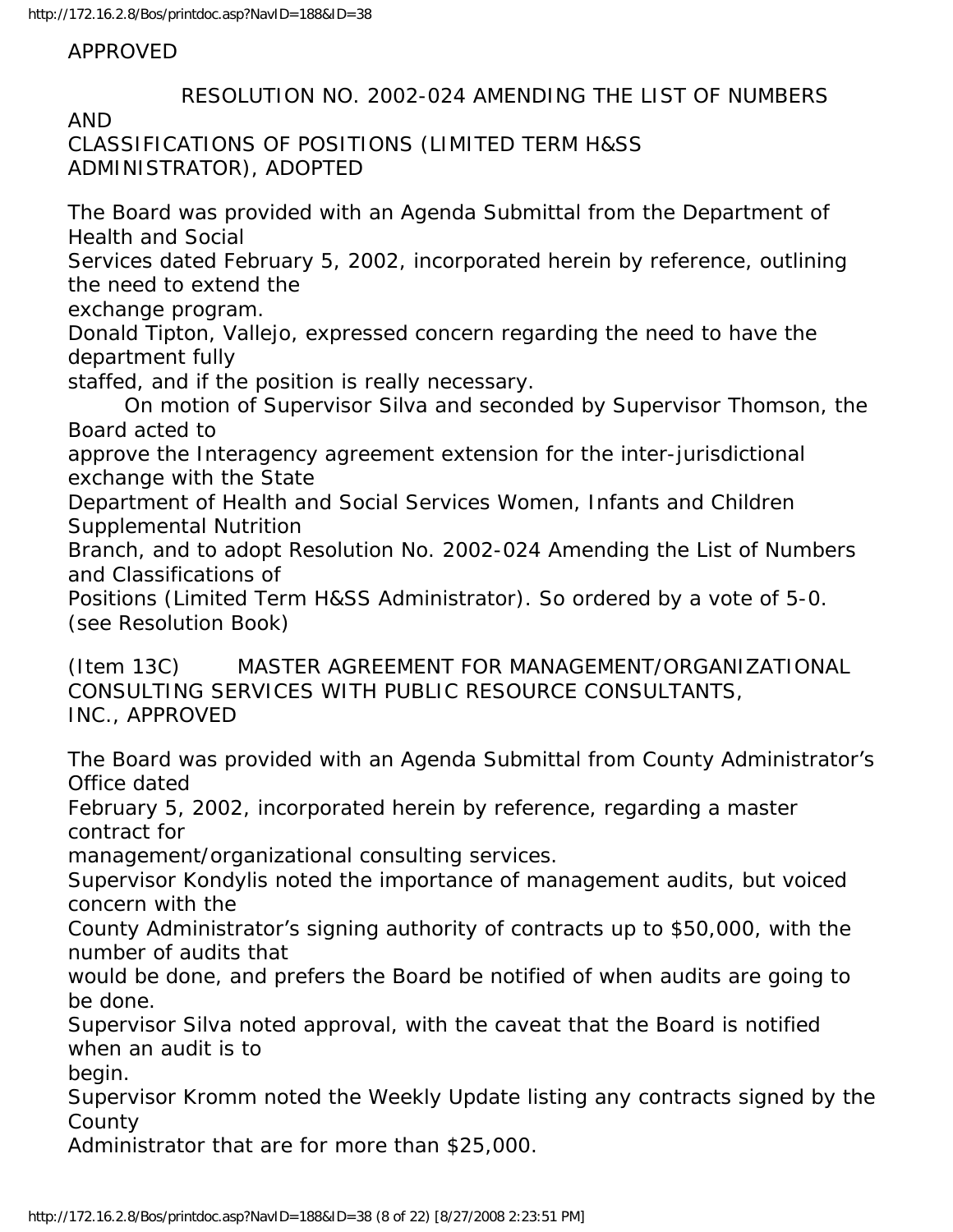APPROVED

RESOLUTION NO. 2002-024 AMENDING THE LIST OF NUMBERS AND CLASSIFICATIONS OF POSITIONS (LIMITED TERM H&SS ADMINISTRATOR), ADOPTED

The Board was provided with an Agenda Submittal from the Department of Health and Social Services dated February 5, 2002, incorporated herein by reference, outlining the need to extend the exchange program.

Donald Tipton, Vallejo, expressed concern regarding the need to have the department fully staffed, and if the position is really necessary.

On motion of Supervisor Silva and seconded by Supervisor Thomson, the Board acted to approve the Interagency agreement extension for the inter-jurisdictional exchange with the State Department of Health and Social Services Women, Infants and Children Supplemental Nutrition Branch, and to adopt Resolution No. 2002-024 Amending the List of Numbers and Classifications of Positions (Limited Term H&SS Administrator). So ordered by a vote of 5-0. (see Resolution Book)

(Item 13C) MASTER AGREEMENT FOR MANAGEMENT/ORGANIZATIONAL CONSULTING SERVICES WITH PUBLIC RESOURCE CONSULTANTS, INC., APPROVED

The Board was provided with an Agenda Submittal from County Administrator's Office dated February 5, 2002, incorporated herein by reference, regarding a master contract for management/organizational consulting services.

Supervisor Kondylis noted the importance of management audits, but voiced concern with the County Administrator's signing authority of contracts up to $50,000, with the number of audits that would be done, and prefers the Board be notified of when audits are going to be done.

Supervisor Silva noted approval, with the caveat that the Board is notified when an audit is to begin.

Supervisor Kromm noted the Weekly Update listing any contracts signed by the County Administrator that are for more than $25,000.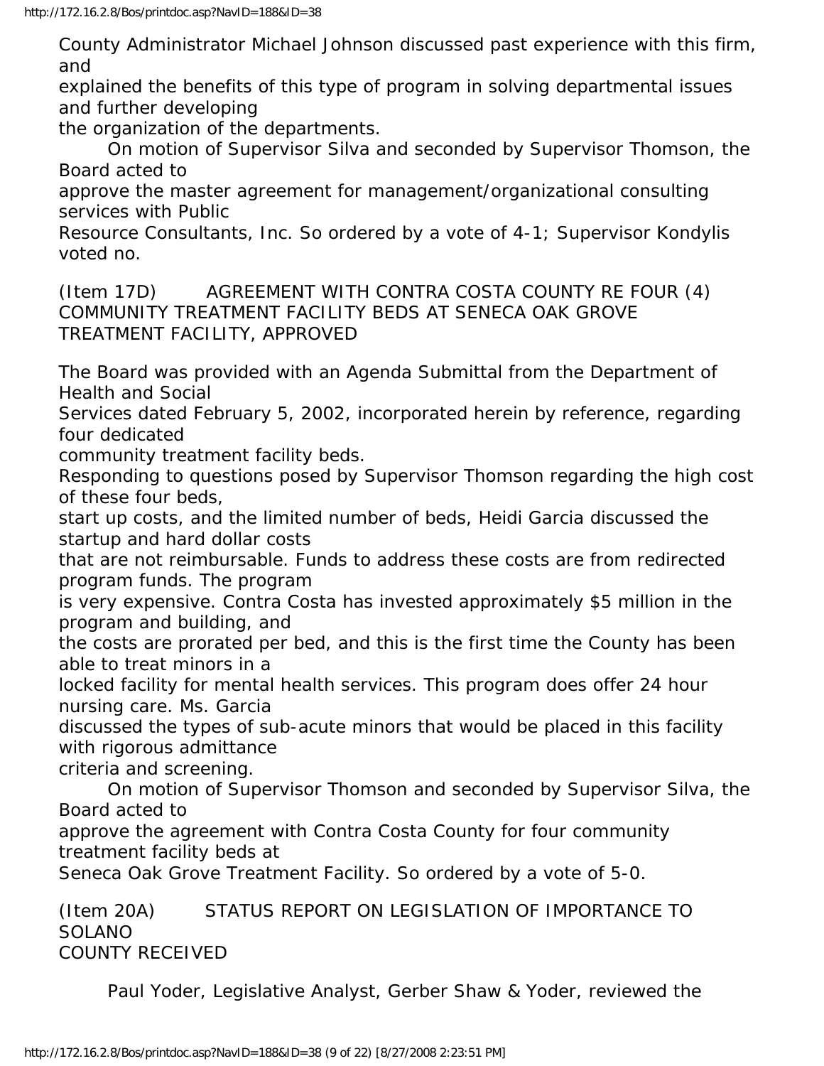County Administrator Michael Johnson discussed past experience with this firm, and explained the benefits of this type of program in solving departmental issues and further developing the organization of the departments.

On motion of Supervisor Silva and seconded by Supervisor Thomson, the Board acted to approve the master agreement for management/organizational consulting services with Public Resource Consultants, Inc. So ordered by a vote of 4-1; Supervisor Kondylis voted no.

(Item 17D) AGREEMENT WITH CONTRA COSTA COUNTY RE FOUR (4) COMMUNITY TREATMENT FACILITY BEDS AT SENECA OAK GROVE TREATMENT FACILITY, APPROVED

The Board was provided with an Agenda Submittal from the Department of Health and Social Services dated February 5, 2002, incorporated herein by reference, regarding four dedicated community treatment facility beds.

Responding to questions posed by Supervisor Thomson regarding the high cost of these four beds, start up costs, and the limited number of beds, Heidi Garcia discussed the startup and hard dollar costs that are not reimbursable. Funds to address these costs are from redirected program funds. The program is very expensive. Contra Costa has invested approximately $5 million in the program and building, and the costs are prorated per bed, and this is the first time the County has been able to treat minors in a locked facility for mental health services. This program does offer 24 hour nursing care. Ms. Garcia discussed the types of sub-acute minors that would be placed in this facility with rigorous admittance criteria and screening.

On motion of Supervisor Thomson and seconded by Supervisor Silva, the Board acted to approve the agreement with Contra Costa County for four community treatment facility beds at Seneca Oak Grove Treatment Facility. So ordered by a vote of 5-0.

(Item 20A) STATUS REPORT ON LEGISLATION OF IMPORTANCE TO SOLANO COUNTY RECEIVED

Paul Yoder, Legislative Analyst, Gerber Shaw & Yoder, reviewed the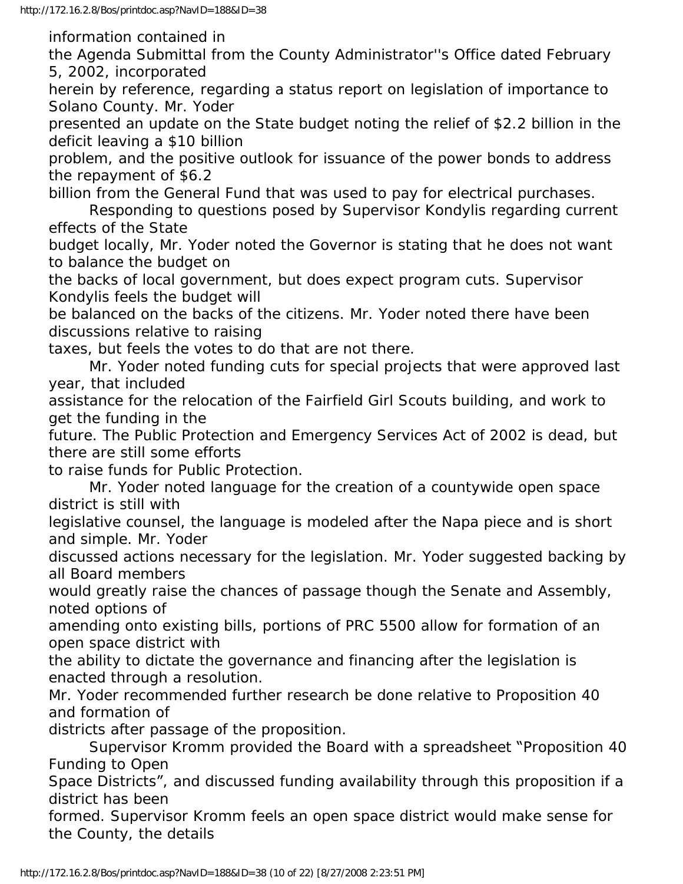information contained in the Agenda Submittal from the County Administrator''s Office dated February 5, 2002, incorporated herein by reference, regarding a status report on legislation of importance to Solano County. Mr. Yoder presented an update on the State budget noting the relief of $2.2 billion in the deficit leaving a $10 billion problem, and the positive outlook for issuance of the power bonds to address the repayment of $6.2 billion from the General Fund that was used to pay for electrical purchases.

Responding to questions posed by Supervisor Kondylis regarding current effects of the State budget locally, Mr. Yoder noted the Governor is stating that he does not want to balance the budget on the backs of local government, but does expect program cuts. Supervisor Kondylis feels the budget will be balanced on the backs of the citizens. Mr. Yoder noted there have been discussions relative to raising taxes, but feels the votes to do that are not there.

Mr. Yoder noted funding cuts for special projects that were approved last year, that included assistance for the relocation of the Fairfield Girl Scouts building, and work to get the funding in the future. The Public Protection and Emergency Services Act of 2002 is dead, but there are still some efforts to raise funds for Public Protection.

Mr. Yoder noted language for the creation of a countywide open space district is still with legislative counsel, the language is modeled after the Napa piece and is short and simple. Mr. Yoder discussed actions necessary for the legislation. Mr. Yoder suggested backing by all Board members would greatly raise the chances of passage though the Senate and Assembly, noted options of amending onto existing bills, portions of PRC 5500 allow for formation of an open space district with the ability to dictate the governance and financing after the legislation is enacted through a resolution.
Mr. Yoder recommended further research be done relative to Proposition 40 and formation of districts after passage of the proposition.

Supervisor Kromm provided the Board with a spreadsheet "Proposition 40 Funding to Open Space Districts", and discussed funding availability through this proposition if a district has been formed. Supervisor Kromm feels an open space district would make sense for the County, the details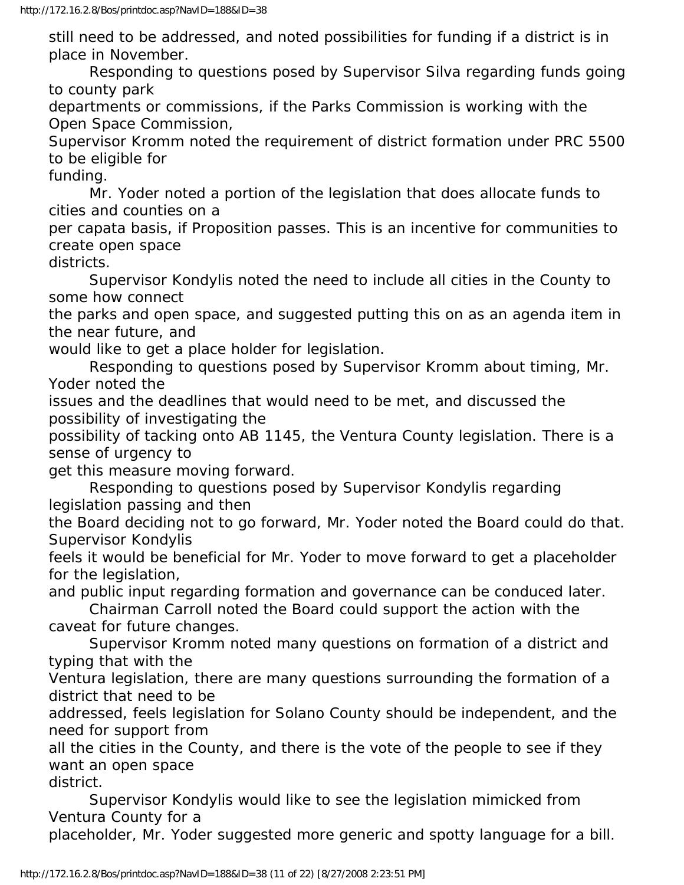still need to be addressed, and noted possibilities for funding if a district is in place in November.

Responding to questions posed by Supervisor Silva regarding funds going to county park departments or commissions, if the Parks Commission is working with the Open Space Commission, Supervisor Kromm noted the requirement of district formation under PRC 5500 to be eligible for funding.

Mr. Yoder noted a portion of the legislation that does allocate funds to cities and counties on a per capata basis, if Proposition passes. This is an incentive for communities to create open space districts.

Supervisor Kondylis noted the need to include all cities in the County to some how connect the parks and open space, and suggested putting this on as an agenda item in the near future, and would like to get a place holder for legislation.

Responding to questions posed by Supervisor Kromm about timing, Mr. Yoder noted the issues and the deadlines that would need to be met, and discussed the possibility of investigating the possibility of tacking onto AB 1145, the Ventura County legislation. There is a sense of urgency to get this measure moving forward.

Responding to questions posed by Supervisor Kondylis regarding legislation passing and then the Board deciding not to go forward, Mr. Yoder noted the Board could do that. Supervisor Kondylis feels it would be beneficial for Mr. Yoder to move forward to get a placeholder for the legislation, and public input regarding formation and governance can be conduced later.

Chairman Carroll noted the Board could support the action with the caveat for future changes.

Supervisor Kromm noted many questions on formation of a district and typing that with the Ventura legislation, there are many questions surrounding the formation of a district that need to be addressed, feels legislation for Solano County should be independent, and the need for support from all the cities in the County, and there is the vote of the people to see if they want an open space district.

Supervisor Kondylis would like to see the legislation mimicked from Ventura County for a placeholder, Mr. Yoder suggested more generic and spotty language for a bill.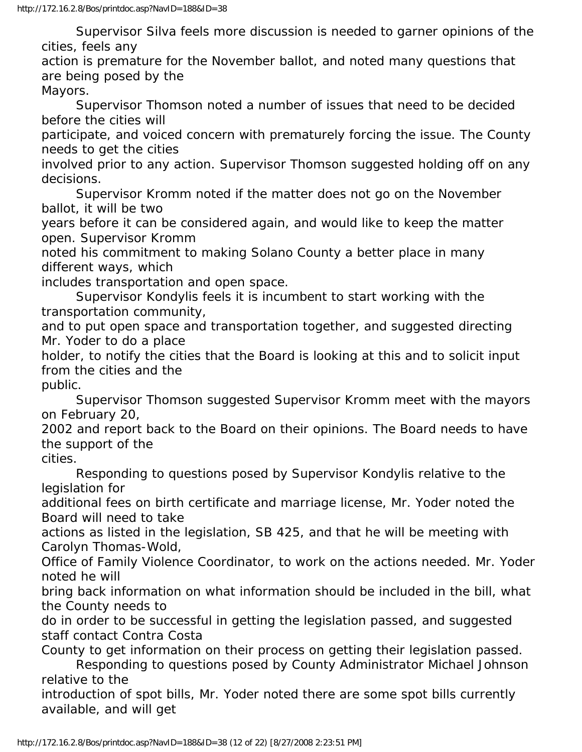Supervisor Silva feels more discussion is needed to garner opinions of the cities, feels any action is premature for the November ballot, and noted many questions that are being posed by the Mayors.

Supervisor Thomson noted a number of issues that need to be decided before the cities will participate, and voiced concern with prematurely forcing the issue. The County needs to get the cities involved prior to any action. Supervisor Thomson suggested holding off on any decisions.

Supervisor Kromm noted if the matter does not go on the November ballot, it will be two years before it can be considered again, and would like to keep the matter open. Supervisor Kromm noted his commitment to making Solano County a better place in many different ways, which includes transportation and open space.

Supervisor Kondylis feels it is incumbent to start working with the transportation community, and to put open space and transportation together, and suggested directing Mr. Yoder to do a place holder, to notify the cities that the Board is looking at this and to solicit input from the cities and the public.

Supervisor Thomson suggested Supervisor Kromm meet with the mayors on February 20, 2002 and report back to the Board on their opinions. The Board needs to have the support of the cities.

Responding to questions posed by Supervisor Kondylis relative to the legislation for additional fees on birth certificate and marriage license, Mr. Yoder noted the Board will need to take actions as listed in the legislation, SB 425, and that he will be meeting with Carolyn Thomas-Wold, Office of Family Violence Coordinator, to work on the actions needed. Mr. Yoder noted he will bring back information on what information should be included in the bill, what the County needs to do in order to be successful in getting the legislation passed, and suggested staff contact Contra Costa County to get information on their process on getting their legislation passed.

Responding to questions posed by County Administrator Michael Johnson relative to the introduction of spot bills, Mr. Yoder noted there are some spot bills currently available, and will get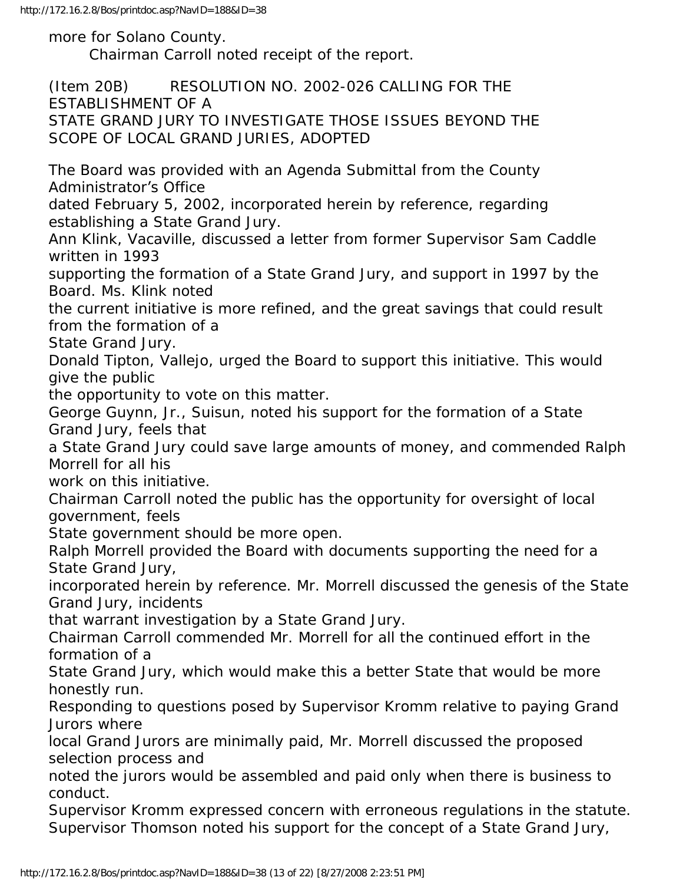more for Solano County.

Chairman Carroll noted receipt of the report.

(Item 20B) RESOLUTION NO. 2002-026 CALLING FOR THE ESTABLISHMENT OF A STATE GRAND JURY TO INVESTIGATE THOSE ISSUES BEYOND THE SCOPE OF LOCAL GRAND JURIES, ADOPTED

The Board was provided with an Agenda Submittal from the County Administrator's Office dated February 5, 2002, incorporated herein by reference, regarding establishing a State Grand Jury.

Ann Klink, Vacaville, discussed a letter from former Supervisor Sam Caddle written in 1993 supporting the formation of a State Grand Jury, and support in 1997 by the Board. Ms. Klink noted the current initiative is more refined, and the great savings that could result from the formation of a State Grand Jury.

Donald Tipton, Vallejo, urged the Board to support this initiative. This would give the public the opportunity to vote on this matter.

George Guynn, Jr., Suisun, noted his support for the formation of a State Grand Jury, feels that a State Grand Jury could save large amounts of money, and commended Ralph Morrell for all his work on this initiative.

Chairman Carroll noted the public has the opportunity for oversight of local government, feels State government should be more open.

Ralph Morrell provided the Board with documents supporting the need for a State Grand Jury, incorporated herein by reference. Mr. Morrell discussed the genesis of the State Grand Jury, incidents that warrant investigation by a State Grand Jury.

Chairman Carroll commended Mr. Morrell for all the continued effort in the formation of a State Grand Jury, which would make this a better State that would be more honestly run.

Responding to questions posed by Supervisor Kromm relative to paying Grand Jurors where local Grand Jurors are minimally paid, Mr. Morrell discussed the proposed selection process and noted the jurors would be assembled and paid only when there is business to conduct.

Supervisor Kromm expressed concern with erroneous regulations in the statute.

Supervisor Thomson noted his support for the concept of a State Grand Jury,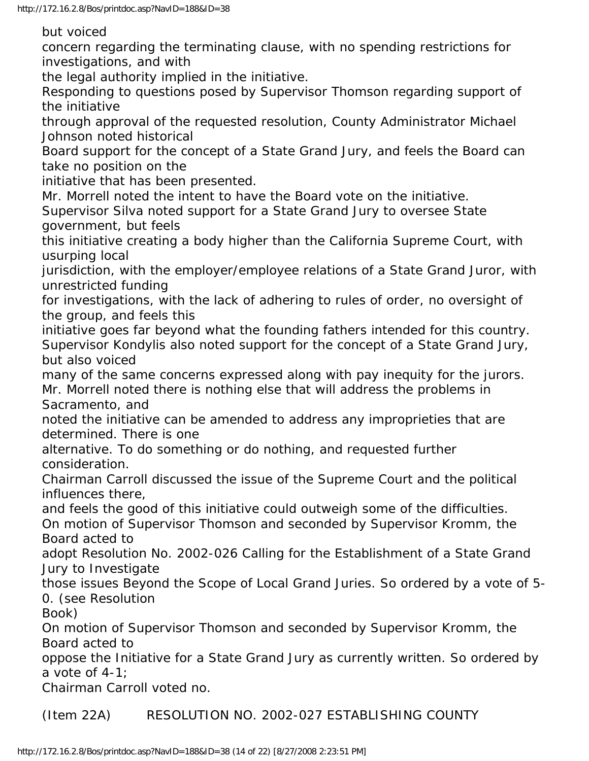but voiced concern regarding the terminating clause, with no spending restrictions for investigations, and with the legal authority implied in the initiative.

Responding to questions posed by Supervisor Thomson regarding support of the initiative through approval of the requested resolution, County Administrator Michael Johnson noted historical Board support for the concept of a State Grand Jury, and feels the Board can take no position on the initiative that has been presented.

Mr. Morrell noted the intent to have the Board vote on the initiative.

Supervisor Silva noted support for a State Grand Jury to oversee State government, but feels this initiative creating a body higher than the California Supreme Court, with usurping local jurisdiction, with the employer/employee relations of a State Grand Juror, with unrestricted funding for investigations, with the lack of adhering to rules of order, no oversight of the group, and feels this initiative goes far beyond what the founding fathers intended for this country.

Supervisor Kondylis also noted support for the concept of a State Grand Jury, but also voiced many of the same concerns expressed along with pay inequity for the jurors.

Mr. Morrell noted there is nothing else that will address the problems in Sacramento, and noted the initiative can be amended to address any improprieties that are determined. There is one alternative. To do something or do nothing, and requested further consideration.

Chairman Carroll discussed the issue of the Supreme Court and the political influences there, and feels the good of this initiative could outweigh some of the difficulties.

On motion of Supervisor Thomson and seconded by Supervisor Kromm, the Board acted to adopt Resolution No. 2002-026 Calling for the Establishment of a State Grand Jury to Investigate those issues Beyond the Scope of Local Grand Juries. So ordered by a vote of 5-0. (see Resolution Book)

On motion of Supervisor Thomson and seconded by Supervisor Kromm, the Board acted to oppose the Initiative for a State Grand Jury as currently written. So ordered by a vote of 4-1; Chairman Carroll voted no.

(Item 22A) RESOLUTION NO. 2002-027 ESTABLISHING COUNTY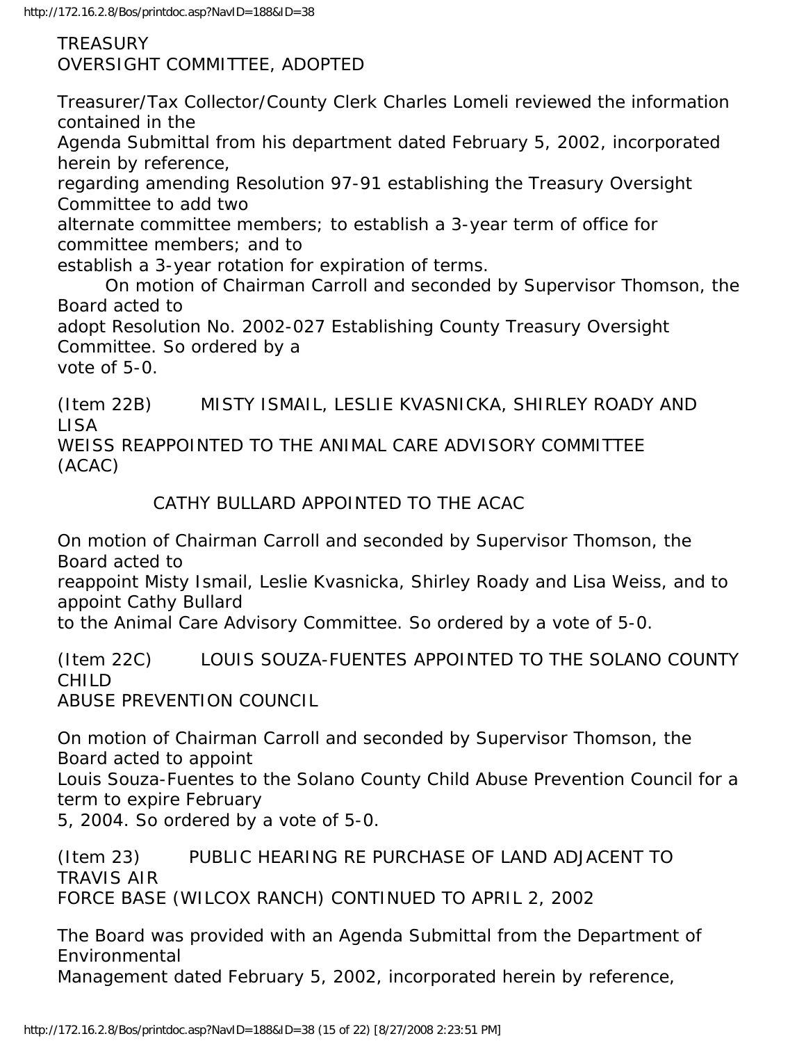TREASURY
OVERSIGHT COMMITTEE, ADOPTED

Treasurer/Tax Collector/County Clerk Charles Lomeli reviewed the information contained in the Agenda Submittal from his department dated February 5, 2002, incorporated herein by reference, regarding amending Resolution 97-91 establishing the Treasury Oversight Committee to add two alternate committee members; to establish a 3-year term of office for committee members; and to establish a 3-year rotation for expiration of terms.

On motion of Chairman Carroll and seconded by Supervisor Thomson, the Board acted to adopt Resolution No. 2002-027 Establishing County Treasury Oversight Committee. So ordered by a vote of 5-0.

(Item 22B) MISTY ISMAIL, LESLIE KVASNICKA, SHIRLEY ROADY AND LISA WEISS REAPPOINTED TO THE ANIMAL CARE ADVISORY COMMITTEE (ACAC)

CATHY BULLARD APPOINTED TO THE ACAC

On motion of Chairman Carroll and seconded by Supervisor Thomson, the Board acted to reappoint Misty Ismail, Leslie Kvasnicka, Shirley Roady and Lisa Weiss, and to appoint Cathy Bullard to the Animal Care Advisory Committee. So ordered by a vote of 5-0.

(Item 22C) LOUIS SOUZA-FUENTES APPOINTED TO THE SOLANO COUNTY CHILD ABUSE PREVENTION COUNCIL

On motion of Chairman Carroll and seconded by Supervisor Thomson, the Board acted to appoint Louis Souza-Fuentes to the Solano County Child Abuse Prevention Council for a term to expire February 5, 2004. So ordered by a vote of 5-0.

(Item 23) PUBLIC HEARING RE PURCHASE OF LAND ADJACENT TO TRAVIS AIR FORCE BASE (WILCOX RANCH) CONTINUED TO APRIL 2, 2002

The Board was provided with an Agenda Submittal from the Department of Environmental Management dated February 5, 2002, incorporated herein by reference,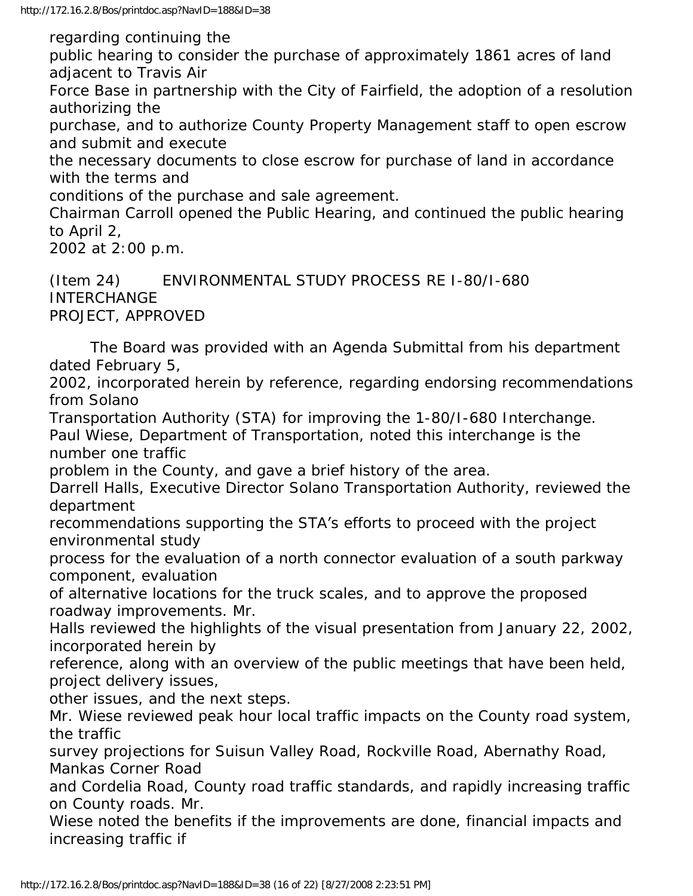regarding continuing the public hearing to consider the purchase of approximately 1861 acres of land adjacent to Travis Air Force Base in partnership with the City of Fairfield, the adoption of a resolution authorizing the purchase, and to authorize County Property Management staff to open escrow and submit and execute the necessary documents to close escrow for purchase of land in accordance with the terms and conditions of the purchase and sale agreement.

Chairman Carroll opened the Public Hearing, and continued the public hearing to April 2, 2002 at 2:00 p.m.

(Item 24) ENVIRONMENTAL STUDY PROCESS RE I-80/I-680 INTERCHANGE PROJECT, APPROVED

The Board was provided with an Agenda Submittal from his department dated February 5, 2002, incorporated herein by reference, regarding endorsing recommendations from Solano Transportation Authority (STA) for improving the 1-80/I-680 Interchange.

Paul Wiese, Department of Transportation, noted this interchange is the number one traffic problem in the County, and gave a brief history of the area.

Darrell Halls, Executive Director Solano Transportation Authority, reviewed the department recommendations supporting the STA's efforts to proceed with the project environmental study process for the evaluation of a north connector evaluation of a south parkway component, evaluation of alternative locations for the truck scales, and to approve the proposed roadway improvements. Mr. Halls reviewed the highlights of the visual presentation from January 22, 2002, incorporated herein by reference, along with an overview of the public meetings that have been held, project delivery issues, other issues, and the next steps.

Mr. Wiese reviewed peak hour local traffic impacts on the County road system, the traffic survey projections for Suisun Valley Road, Rockville Road, Abernathy Road, Mankas Corner Road and Cordelia Road, County road traffic standards, and rapidly increasing traffic on County roads. Mr. Wiese noted the benefits if the improvements are done, financial impacts and increasing traffic if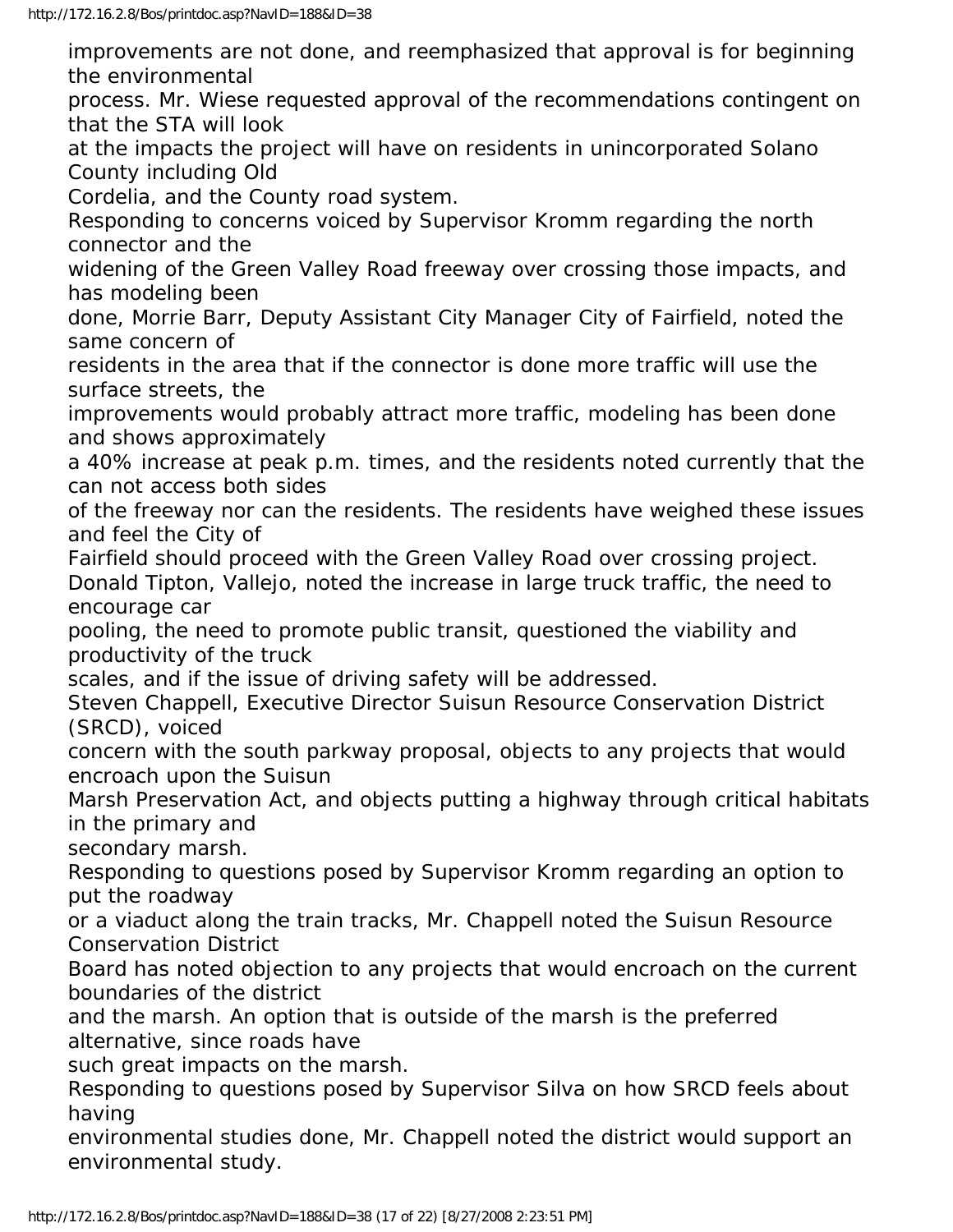improvements are not done, and reemphasized that approval is for beginning the environmental process. Mr. Wiese requested approval of the recommendations contingent on that the STA will look at the impacts the project will have on residents in unincorporated Solano County including Old Cordelia, and the County road system.

Responding to concerns voiced by Supervisor Kromm regarding the north connector and the widening of the Green Valley Road freeway over crossing those impacts, and has modeling been done, Morrie Barr, Deputy Assistant City Manager City of Fairfield, noted the same concern of residents in the area that if the connector is done more traffic will use the surface streets, the improvements would probably attract more traffic, modeling has been done and shows approximately a 40% increase at peak p.m. times, and the residents noted currently that the can not access both sides of the freeway nor can the residents. The residents have weighed these issues and feel the City of Fairfield should proceed with the Green Valley Road over crossing project.

Donald Tipton, Vallejo, noted the increase in large truck traffic, the need to encourage car pooling, the need to promote public transit, questioned the viability and productivity of the truck scales, and if the issue of driving safety will be addressed.

Steven Chappell, Executive Director Suisun Resource Conservation District (SRCD), voiced concern with the south parkway proposal, objects to any projects that would encroach upon the Suisun Marsh Preservation Act, and objects putting a highway through critical habitats in the primary and secondary marsh.

Responding to questions posed by Supervisor Kromm regarding an option to put the roadway or a viaduct along the train tracks, Mr. Chappell noted the Suisun Resource Conservation District Board has noted objection to any projects that would encroach on the current boundaries of the district and the marsh. An option that is outside of the marsh is the preferred alternative, since roads have such great impacts on the marsh.

Responding to questions posed by Supervisor Silva on how SRCD feels about having environmental studies done, Mr. Chappell noted the district would support an environmental study.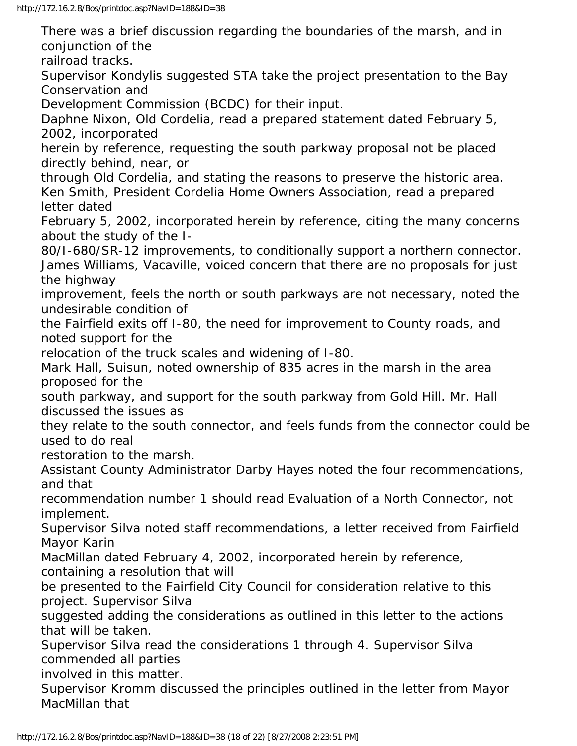There was a brief discussion regarding the boundaries of the marsh, and in conjunction of the railroad tracks.

Supervisor Kondylis suggested STA take the project presentation to the Bay Conservation and Development Commission (BCDC) for their input.

Daphne Nixon, Old Cordelia, read a prepared statement dated February 5, 2002, incorporated herein by reference, requesting the south parkway proposal not be placed directly behind, near, or through Old Cordelia, and stating the reasons to preserve the historic area.

Ken Smith, President Cordelia Home Owners Association, read a prepared letter dated February 5, 2002, incorporated herein by reference, citing the many concerns about the study of the I-80/I-680/SR-12 improvements, to conditionally support a northern connector.

James Williams, Vacaville, voiced concern that there are no proposals for just the highway improvement, feels the north or south parkways are not necessary, noted the undesirable condition of the Fairfield exits off I-80, the need for improvement to County roads, and noted support for the relocation of the truck scales and widening of I-80.

Mark Hall, Suisun, noted ownership of 835 acres in the marsh in the area proposed for the south parkway, and support for the south parkway from Gold Hill. Mr. Hall discussed the issues as they relate to the south connector, and feels funds from the connector could be used to do real restoration to the marsh.

Assistant County Administrator Darby Hayes noted the four recommendations, and that recommendation number 1 should read Evaluation of a North Connector, not implement.

Supervisor Silva noted staff recommendations, a letter received from Fairfield Mayor Karin MacMillan dated February 4, 2002, incorporated herein by reference, containing a resolution that will be presented to the Fairfield City Council for consideration relative to this project. Supervisor Silva suggested adding the considerations as outlined in this letter to the actions that will be taken.

Supervisor Silva read the considerations 1 through 4. Supervisor Silva commended all parties involved in this matter.

Supervisor Kromm discussed the principles outlined in the letter from Mayor MacMillan that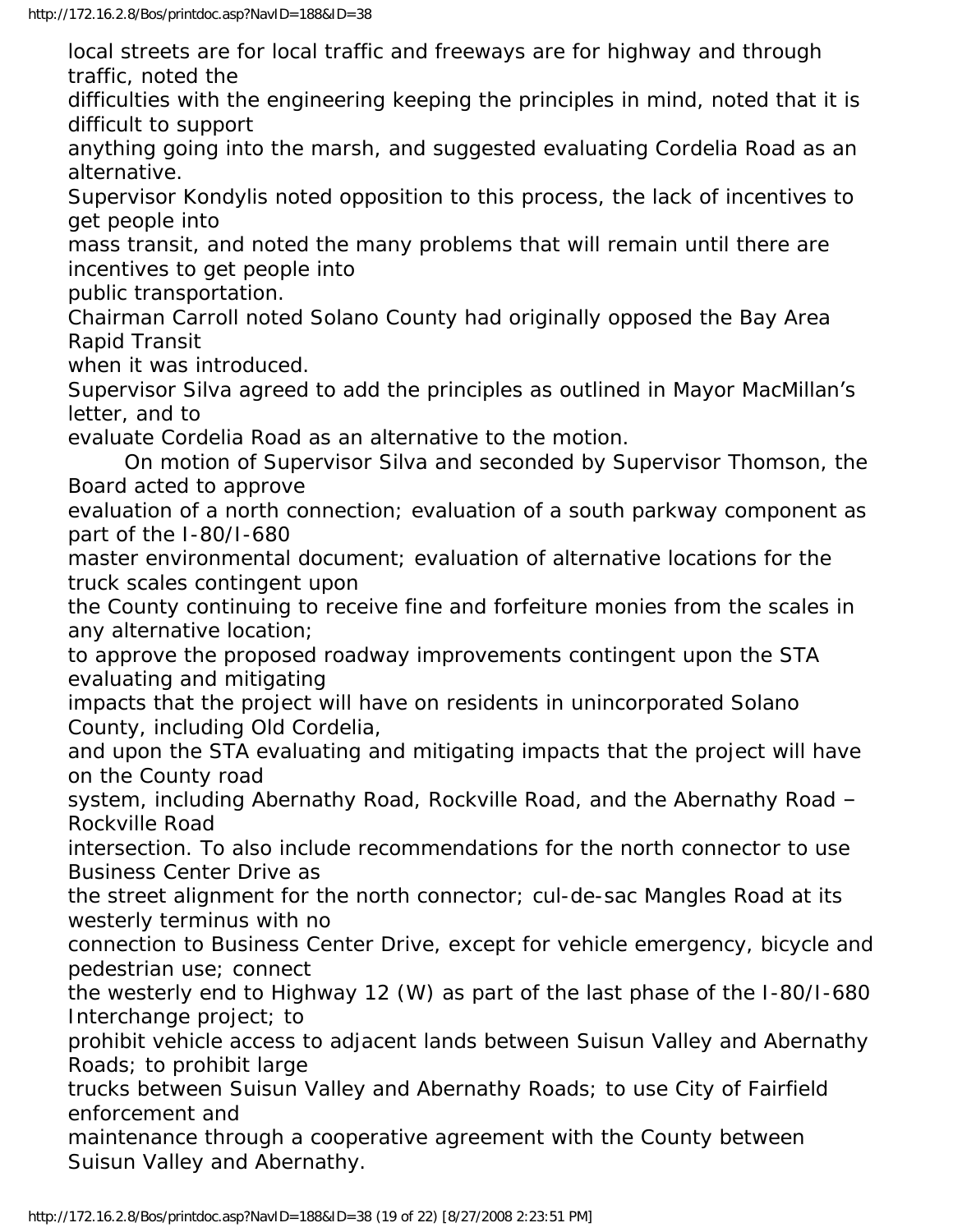local streets are for local traffic and freeways are for highway and through traffic, noted the difficulties with the engineering keeping the principles in mind, noted that it is difficult to support anything going into the marsh, and suggested evaluating Cordelia Road as an alternative.

Supervisor Kondylis noted opposition to this process, the lack of incentives to get people into mass transit, and noted the many problems that will remain until there are incentives to get people into public transportation.

Chairman Carroll noted Solano County had originally opposed the Bay Area Rapid Transit when it was introduced.

Supervisor Silva agreed to add the principles as outlined in Mayor MacMillan's letter, and to evaluate Cordelia Road as an alternative to the motion.

On motion of Supervisor Silva and seconded by Supervisor Thomson, the Board acted to approve evaluation of a north connection; evaluation of a south parkway component as part of the I-80/I-680 master environmental document; evaluation of alternative locations for the truck scales contingent upon the County continuing to receive fine and forfeiture monies from the scales in any alternative location; to approve the proposed roadway improvements contingent upon the STA evaluating and mitigating impacts that the project will have on residents in unincorporated Solano County, including Old Cordelia, and upon the STA evaluating and mitigating impacts that the project will have on the County road system, including Abernathy Road, Rockville Road, and the Abernathy Road – Rockville Road intersection. To also include recommendations for the north connector to use Business Center Drive as the street alignment for the north connector; cul-de-sac Mangles Road at its westerly terminus with no connection to Business Center Drive, except for vehicle emergency, bicycle and pedestrian use; connect the westerly end to Highway 12 (W) as part of the last phase of the I-80/I-680 Interchange project; to prohibit vehicle access to adjacent lands between Suisun Valley and Abernathy Roads; to prohibit large trucks between Suisun Valley and Abernathy Roads; to use City of Fairfield enforcement and maintenance through a cooperative agreement with the County between Suisun Valley and Abernathy.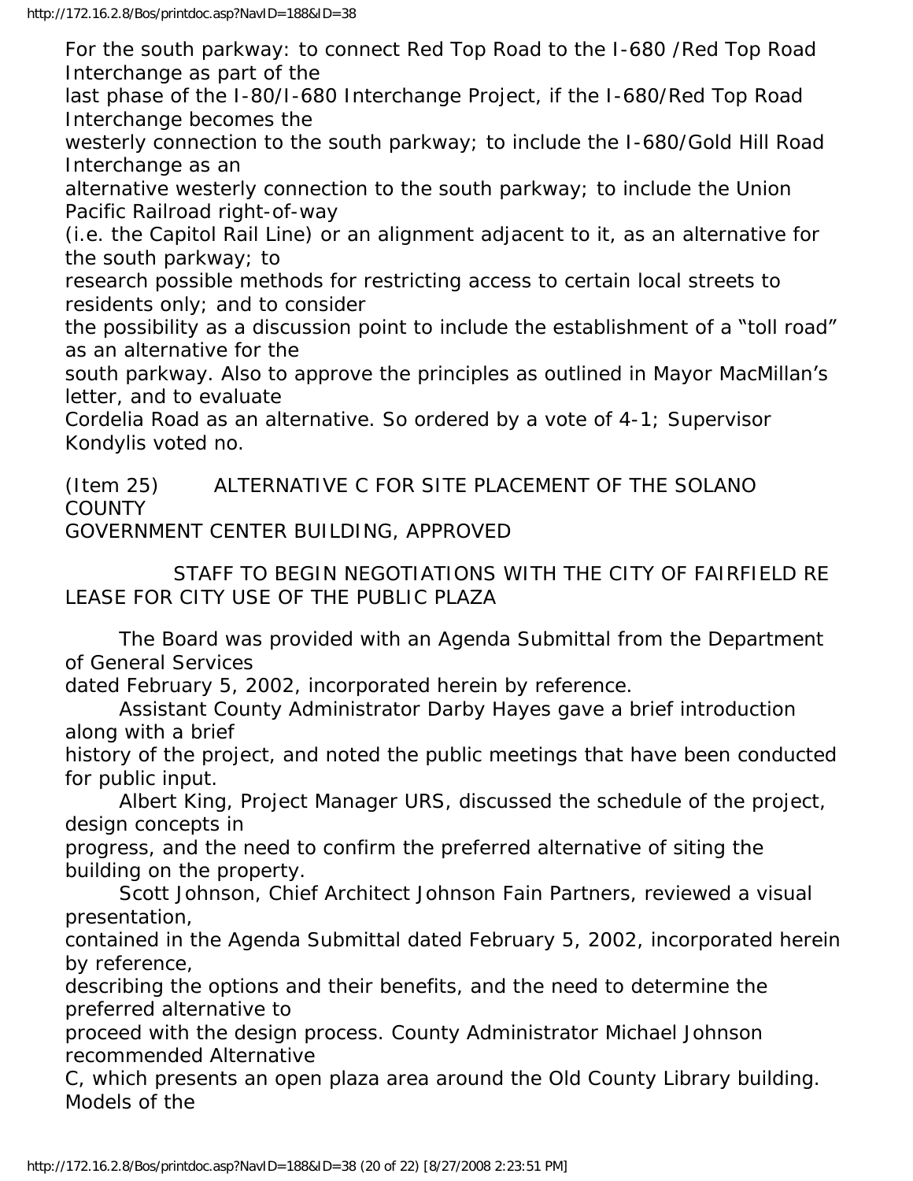For the south parkway: to connect Red Top Road to the I-680 /Red Top Road Interchange as part of the last phase of the I-80/I-680 Interchange Project, if the I-680/Red Top Road Interchange becomes the westerly connection to the south parkway; to include the I-680/Gold Hill Road Interchange as an alternative westerly connection to the south parkway; to include the Union Pacific Railroad right-of-way (i.e. the Capitol Rail Line) or an alignment adjacent to it, as an alternative for the south parkway; to research possible methods for restricting access to certain local streets to residents only; and to consider the possibility as a discussion point to include the establishment of a "toll road" as an alternative for the south parkway. Also to approve the principles as outlined in Mayor MacMillan's letter, and to evaluate Cordelia Road as an alternative. So ordered by a vote of 4-1; Supervisor Kondylis voted no.

(Item 25) ALTERNATIVE C FOR SITE PLACEMENT OF THE SOLANO COUNTY GOVERNMENT CENTER BUILDING, APPROVED

STAFF TO BEGIN NEGOTIATIONS WITH THE CITY OF FAIRFIELD RE LEASE FOR CITY USE OF THE PUBLIC PLAZA

The Board was provided with an Agenda Submittal from the Department of General Services dated February 5, 2002, incorporated herein by reference.

Assistant County Administrator Darby Hayes gave a brief introduction along with a brief history of the project, and noted the public meetings that have been conducted for public input.

Albert King, Project Manager URS, discussed the schedule of the project, design concepts in progress, and the need to confirm the preferred alternative of siting the building on the property.

Scott Johnson, Chief Architect Johnson Fain Partners, reviewed a visual presentation, contained in the Agenda Submittal dated February 5, 2002, incorporated herein by reference, describing the options and their benefits, and the need to determine the preferred alternative to proceed with the design process. County Administrator Michael Johnson recommended Alternative C, which presents an open plaza area around the Old County Library building. Models of the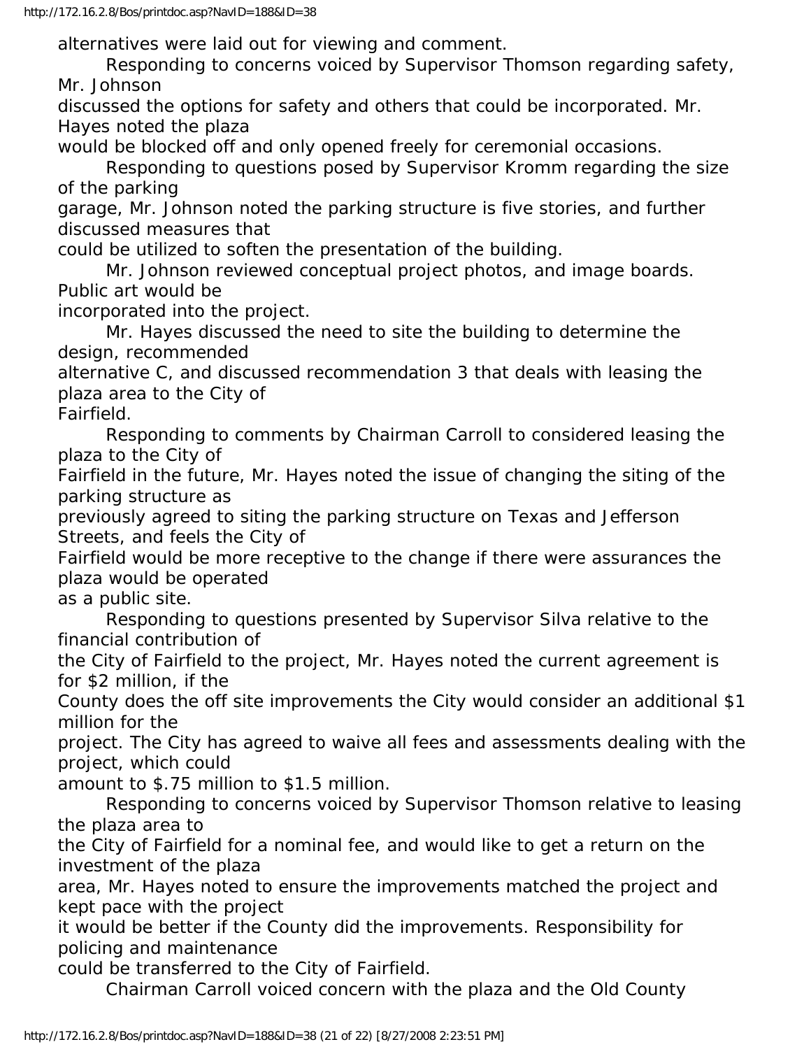alternatives were laid out for viewing and comment.

Responding to concerns voiced by Supervisor Thomson regarding safety, Mr. Johnson discussed the options for safety and others that could be incorporated. Mr. Hayes noted the plaza would be blocked off and only opened freely for ceremonial occasions.

Responding to questions posed by Supervisor Kromm regarding the size of the parking garage, Mr. Johnson noted the parking structure is five stories, and further discussed measures that could be utilized to soften the presentation of the building.

Mr. Johnson reviewed conceptual project photos, and image boards. Public art would be incorporated into the project.

Mr. Hayes discussed the need to site the building to determine the design, recommended alternative C, and discussed recommendation 3 that deals with leasing the plaza area to the City of Fairfield.

Responding to comments by Chairman Carroll to considered leasing the plaza to the City of Fairfield in the future, Mr. Hayes noted the issue of changing the siting of the parking structure as previously agreed to siting the parking structure on Texas and Jefferson Streets, and feels the City of Fairfield would be more receptive to the change if there were assurances the plaza would be operated as a public site.

Responding to questions presented by Supervisor Silva relative to the financial contribution of the City of Fairfield to the project, Mr. Hayes noted the current agreement is for $2 million, if the County does the off site improvements the City would consider an additional $1 million for the project. The City has agreed to waive all fees and assessments dealing with the project, which could amount to $.75 million to $1.5 million.

Responding to concerns voiced by Supervisor Thomson relative to leasing the plaza area to the City of Fairfield for a nominal fee, and would like to get a return on the investment of the plaza area, Mr. Hayes noted to ensure the improvements matched the project and kept pace with the project it would be better if the County did the improvements. Responsibility for policing and maintenance could be transferred to the City of Fairfield.

Chairman Carroll voiced concern with the plaza and the Old County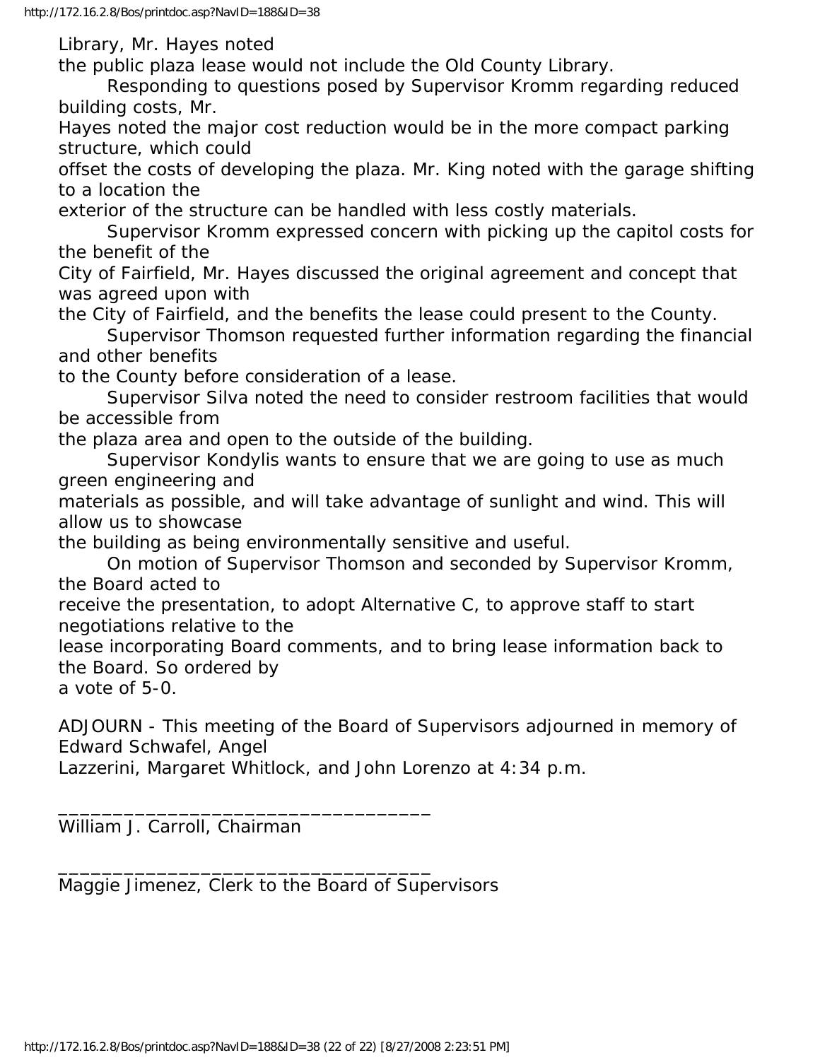Library, Mr. Hayes noted the public plaza lease would not include the Old County Library.

Responding to questions posed by Supervisor Kromm regarding reduced building costs, Mr. Hayes noted the major cost reduction would be in the more compact parking structure, which could offset the costs of developing the plaza. Mr. King noted with the garage shifting to a location the exterior of the structure can be handled with less costly materials.

Supervisor Kromm expressed concern with picking up the capitol costs for the benefit of the City of Fairfield, Mr. Hayes discussed the original agreement and concept that was agreed upon with the City of Fairfield, and the benefits the lease could present to the County.

Supervisor Thomson requested further information regarding the financial and other benefits to the County before consideration of a lease.

Supervisor Silva noted the need to consider restroom facilities that would be accessible from the plaza area and open to the outside of the building.

Supervisor Kondylis wants to ensure that we are going to use as much green engineering and materials as possible, and will take advantage of sunlight and wind. This will allow us to showcase the building as being environmentally sensitive and useful.

On motion of Supervisor Thomson and seconded by Supervisor Kromm, the Board acted to receive the presentation, to adopt Alternative C, to approve staff to start negotiations relative to the lease incorporating Board comments, and to bring lease information back to the Board. So ordered by a vote of 5-0.

ADJOURN - This meeting of the Board of Supervisors adjourned in memory of Edward Schwafel, Angel Lazzerini, Margaret Whitlock, and John Lorenzo at 4:34 p.m.

___________________________________
William J. Carroll, Chairman

___________________________________
Maggie Jimenez, Clerk to the Board of Supervisors